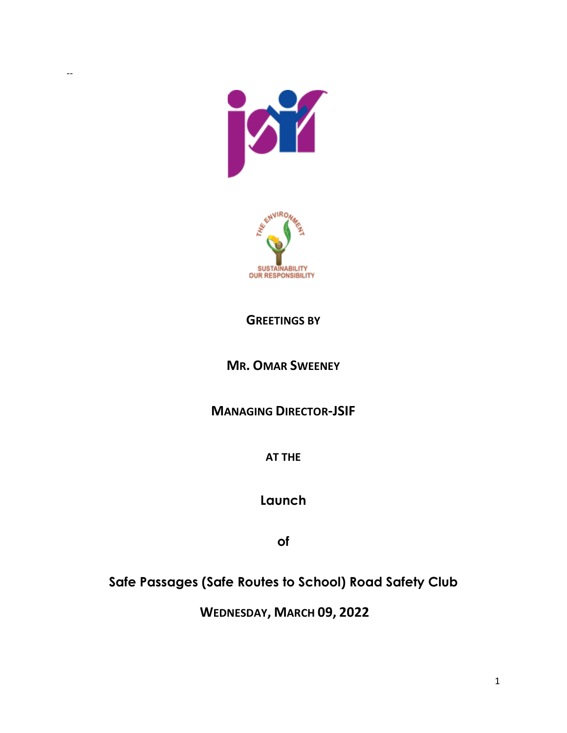--

THE ENVIRONMENT

SUSTAINABILITY OUR RESPONSIBILITY

**GREETINGS BY**

**MR. OMAR SWEENEY**

**MANAGING DIRECTOR-JSIF**

**AT THE**

**Launch**

**of**

# Safe Passages (Safe Routes to School) Road Safety Club

**WEDNESDAY, MARCH 09, 2022**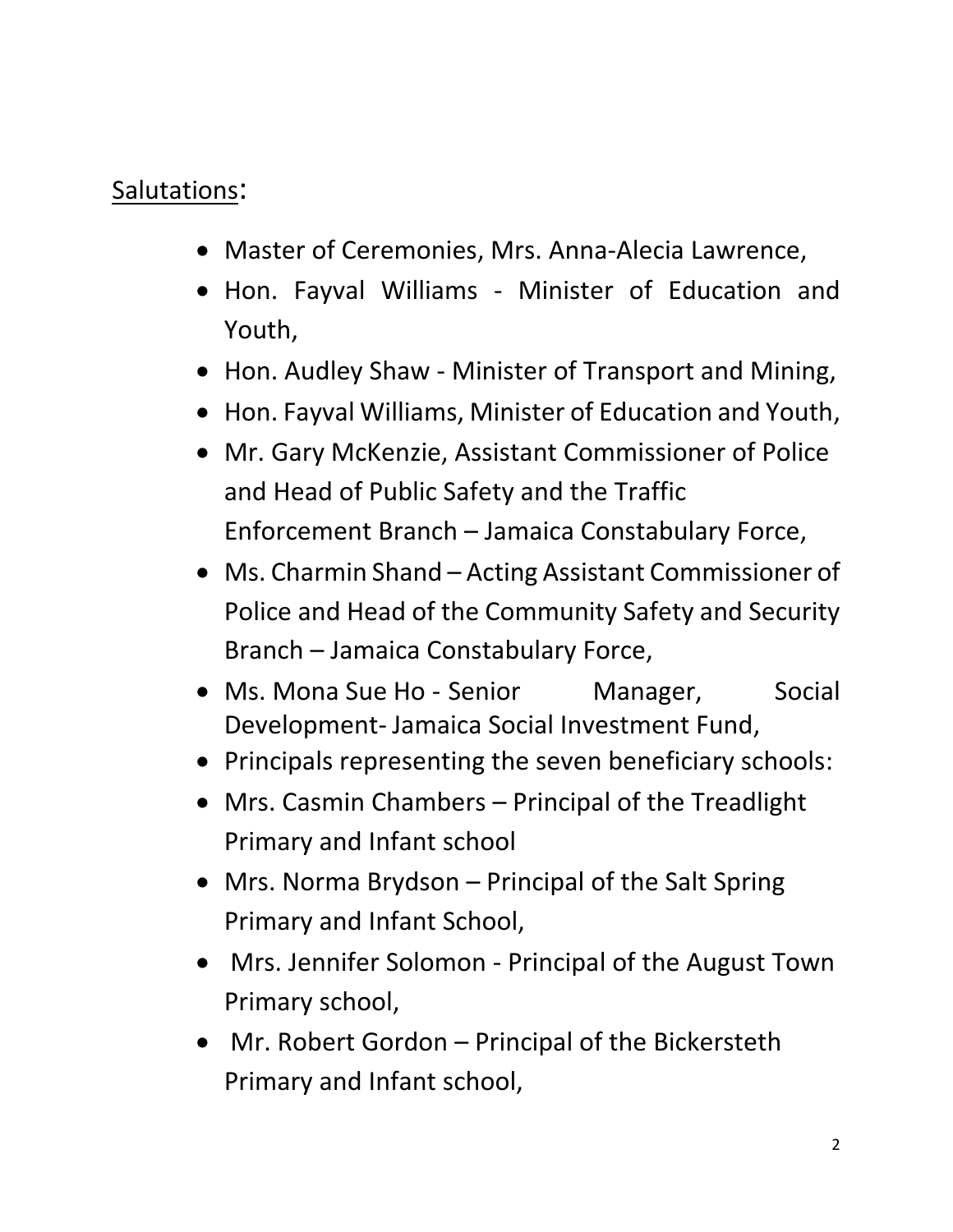<u>Salutations</u>:

- Master of Ceremonies, Mrs. Anna-Alecia Lawrence,
- Hon. Fayval Williams - Minister of Education and Youth,
- Hon. Audley Shaw - Minister of Transport and Mining,
- Hon. Fayval Williams, Minister of Education and Youth,
- Mr. Gary McKenzie, Assistant Commissioner of Police and Head of Public Safety and the Traffic Enforcement Branch – Jamaica Constabulary Force,
- Ms. Charmin Shand – Acting Assistant Commissioner of Police and Head of the Community Safety and Security Branch – Jamaica Constabulary Force,
- Ms. Mona Sue Ho - Senior Manager, Social Development- Jamaica Social Investment Fund,
- Principals representing the seven beneficiary schools:
- Mrs. Casmin Chambers – Principal of the Treadlight Primary and Infant school
- Mrs. Norma Brydson – Principal of the Salt Spring Primary and Infant School,
- Mrs. Jennifer Solomon - Principal of the August Town Primary school,
- Mr. Robert Gordon – Principal of the Bickersteth Primary and Infant school,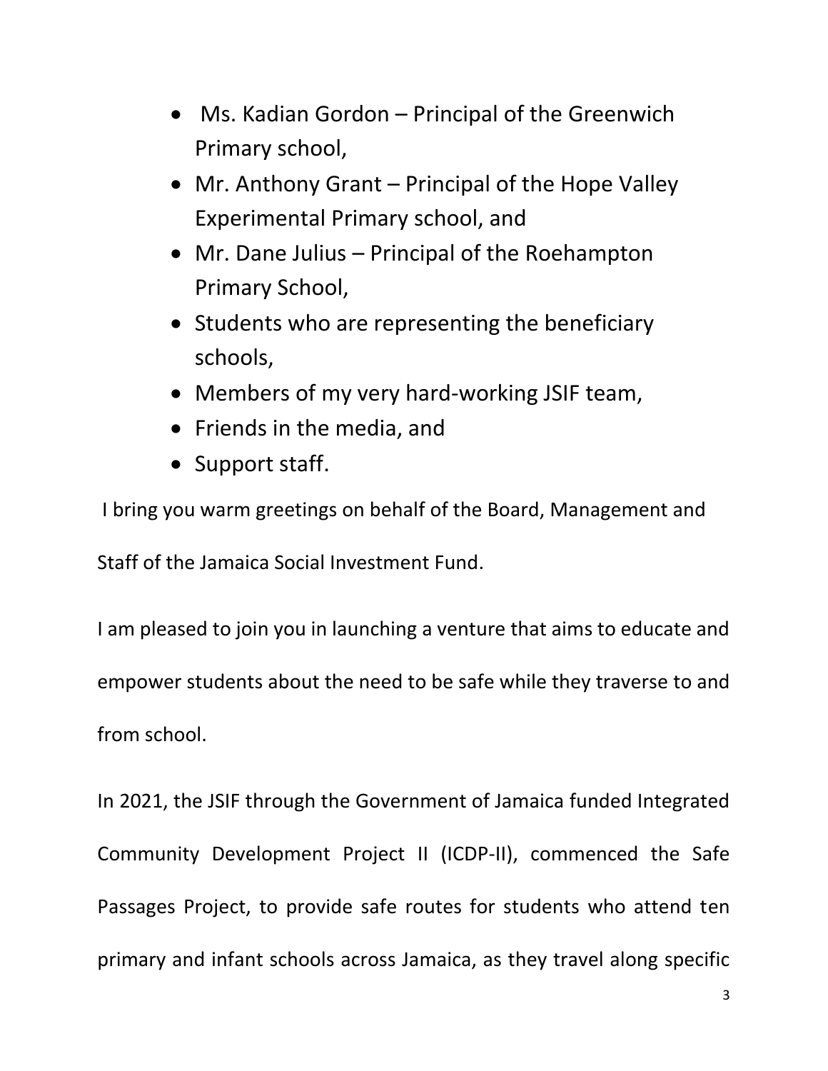- Ms. Kadian Gordon – Principal of the Greenwich Primary school,
- Mr. Anthony Grant – Principal of the Hope Valley Experimental Primary school, and
- Mr. Dane Julius – Principal of the Roehampton Primary School,
- Students who are representing the beneficiary schools,
- Members of my very hard-working JSIF team,
- Friends in the media, and
- Support staff.

I bring you warm greetings on behalf of the Board, Management and Staff of the Jamaica Social Investment Fund.

I am pleased to join you in launching a venture that aims to educate and empower students about the need to be safe while they traverse to and from school.

In 2021, the JSIF through the Government of Jamaica funded Integrated Community Development Project II (ICDP-II), commenced the Safe Passages Project, to provide safe routes for students who attend ten primary and infant schools across Jamaica, as they travel along specific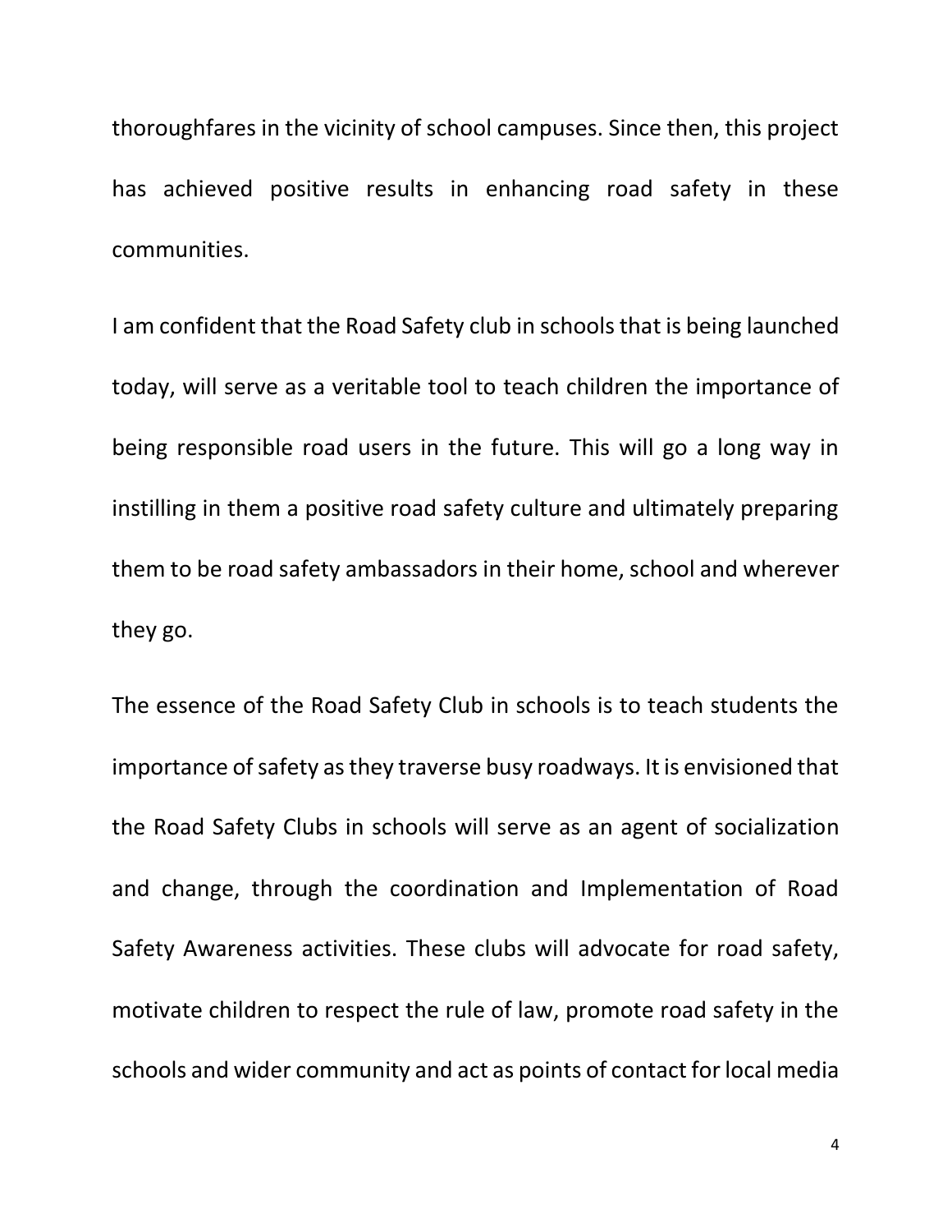thoroughfares in the vicinity of school campuses. Since then, this project has achieved positive results in enhancing road safety in these communities.

I am confident that the Road Safety club in schools that is being launched today, will serve as a veritable tool to teach children the importance of being responsible road users in the future. This will go a long way in instilling in them a positive road safety culture and ultimately preparing them to be road safety ambassadors in their home, school and wherever they go.

The essence of the Road Safety Club in schools is to teach students the importance of safety as they traverse busy roadways. It is envisioned that the Road Safety Clubs in schools will serve as an agent of socialization and change, through the coordination and Implementation of Road Safety Awareness activities. These clubs will advocate for road safety, motivate children to respect the rule of law, promote road safety in the schools and wider community and act as points of contact for local media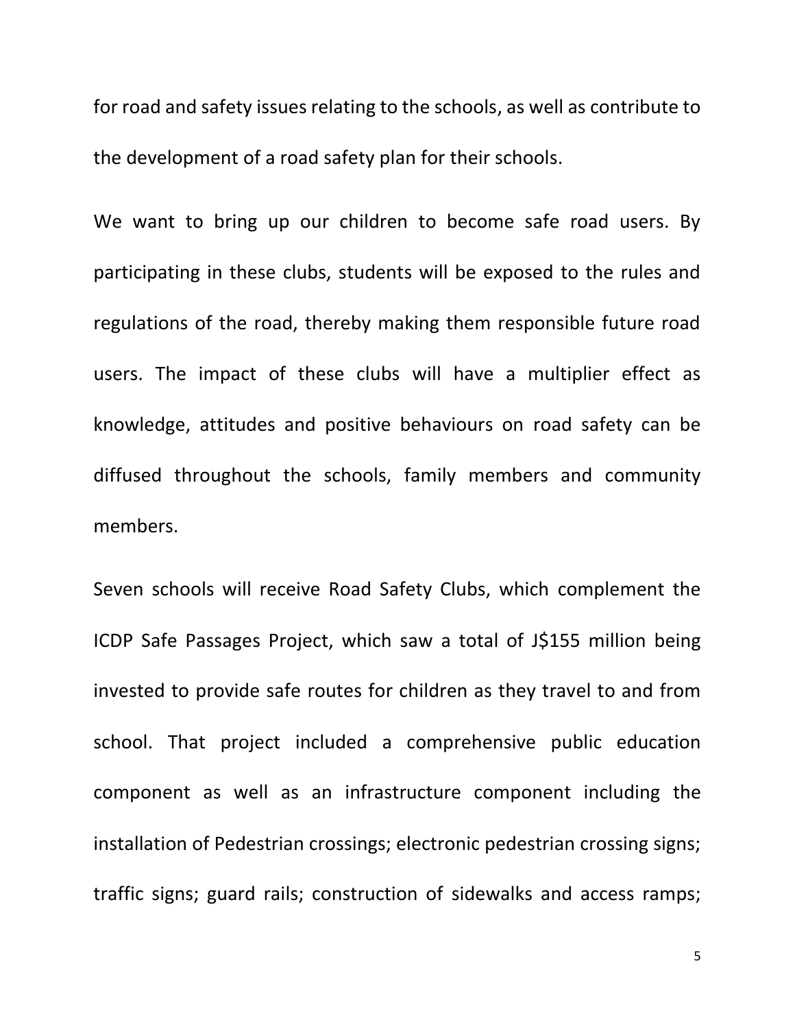for road and safety issues relating to the schools, as well as contribute to the development of a road safety plan for their schools.

We want to bring up our children to become safe road users. By participating in these clubs, students will be exposed to the rules and regulations of the road, thereby making them responsible future road users. The impact of these clubs will have a multiplier effect as knowledge, attitudes and positive behaviours on road safety can be diffused throughout the schools, family members and community members.

Seven schools will receive Road Safety Clubs, which complement the ICDP Safe Passages Project, which saw a total of J$155 million being invested to provide safe routes for children as they travel to and from school. That project included a comprehensive public education component as well as an infrastructure component including the installation of Pedestrian crossings; electronic pedestrian crossing signs; traffic signs; guard rails; construction of sidewalks and access ramps;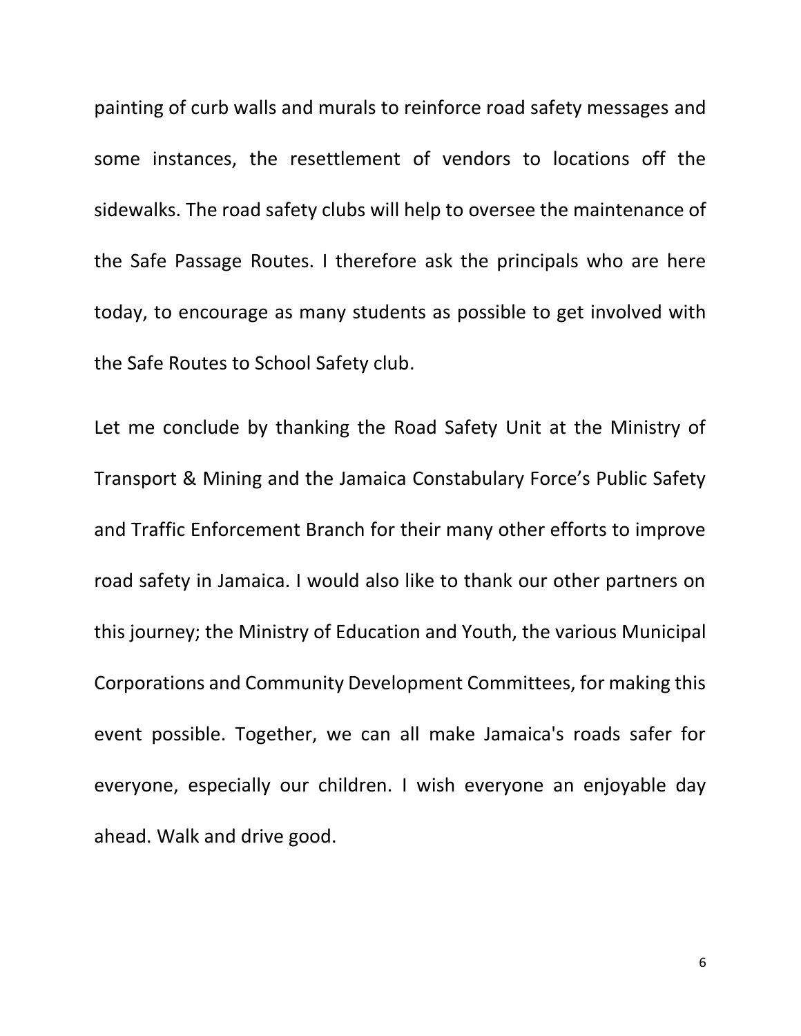painting of curb walls and murals to reinforce road safety messages and some instances, the resettlement of vendors to locations off the sidewalks. The road safety clubs will help to oversee the maintenance of the Safe Passage Routes. I therefore ask the principals who are here today, to encourage as many students as possible to get involved with the Safe Routes to School Safety club.

Let me conclude by thanking the Road Safety Unit at the Ministry of Transport & Mining and the Jamaica Constabulary Force's Public Safety and Traffic Enforcement Branch for their many other efforts to improve road safety in Jamaica. I would also like to thank our other partners on this journey; the Ministry of Education and Youth, the various Municipal Corporations and Community Development Committees, for making this event possible. Together, we can all make Jamaica's roads safer for everyone, especially our children. I wish everyone an enjoyable day ahead. Walk and drive good.